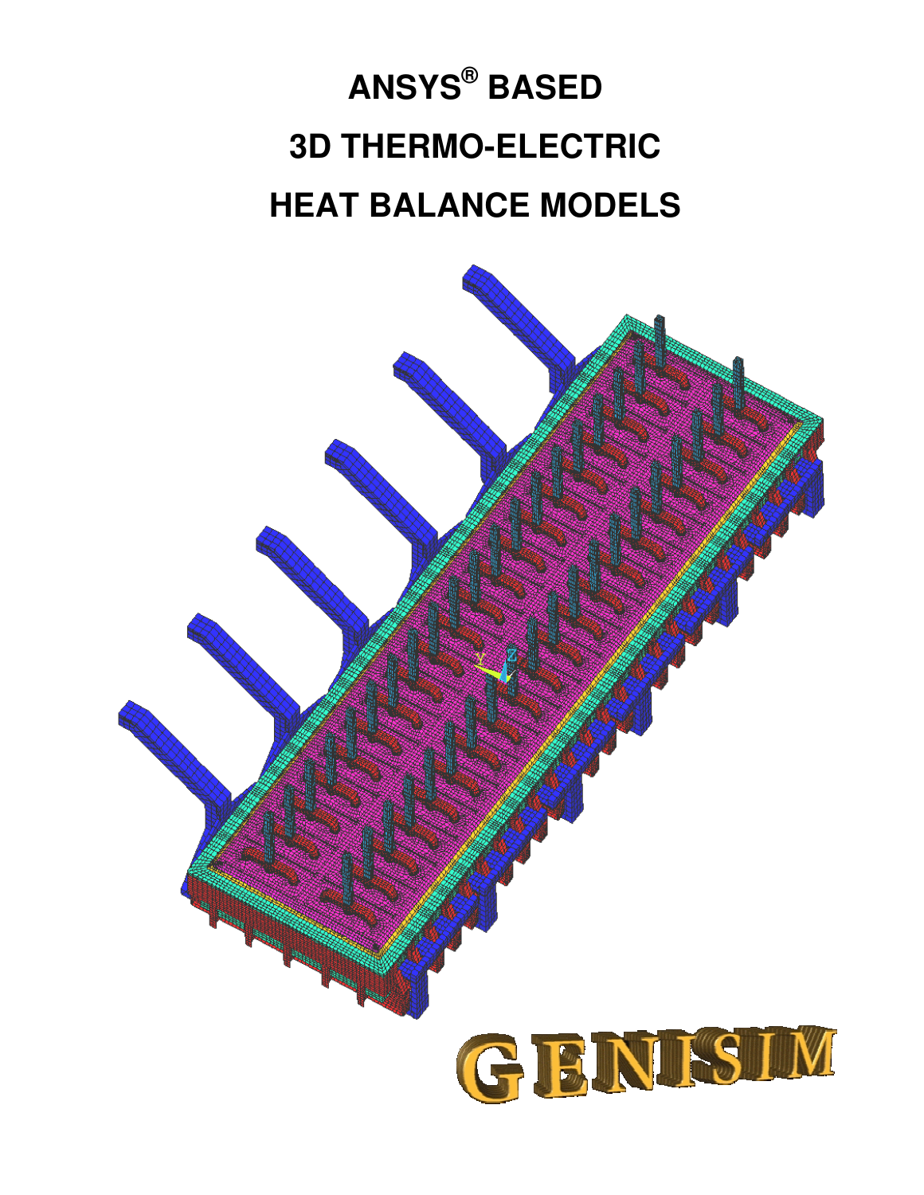# ANSYS® BASED

# 3D THERMO-ELECTRIC

# HEAT BALANCE MODELS

GENISIM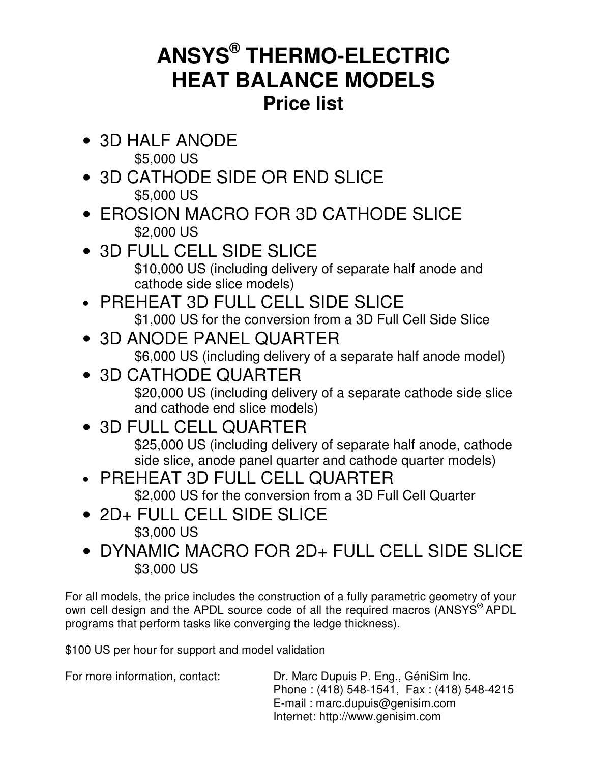# ANSYS® THERMO-ELECTRIC HEAT BALANCE MODELS

## Price list

- 3D HALF ANODE
  $5,000 US
- 3D CATHODE SIDE OR END SLICE
  $5,000 US
- EROSION MACRO FOR 3D CATHODE SLICE
  $2,000 US
- 3D FULL CELL SIDE SLICE
  $10,000 US (including delivery of separate half anode and cathode side slice models)
- PREHEAT 3D FULL CELL SIDE SLICE
  $1,000 US for the conversion from a 3D Full Cell Side Slice
- 3D ANODE PANEL QUARTER
  $6,000 US (including delivery of a separate half anode model)
- 3D CATHODE QUARTER
  $20,000 US (including delivery of a separate cathode side slice and cathode end slice models)
- 3D FULL CELL QUARTER
  $25,000 US (including delivery of separate half anode, cathode side slice, anode panel quarter and cathode quarter models)
- PREHEAT 3D FULL CELL QUARTER
  $2,000 US for the conversion from a 3D Full Cell Quarter
- 2D+ FULL CELL SIDE SLICE
  $3,000 US
- DYNAMIC MACRO FOR 2D+ FULL CELL SIDE SLICE
  $3,000 US

For all models, the price includes the construction of a fully parametric geometry of your own cell design and the APDL source code of all the required macros (ANSYS® APDL programs that perform tasks like converging the ledge thickness).

$100 US per hour for support and model validation

For more information, contact:

Dr. Marc Dupuis P. Eng., GéniSim Inc.
Phone : (418) 548-1541, Fax : (418) 548-4215
E-mail : marc.dupuis@genisim.com
Internet: http://www.genisim.com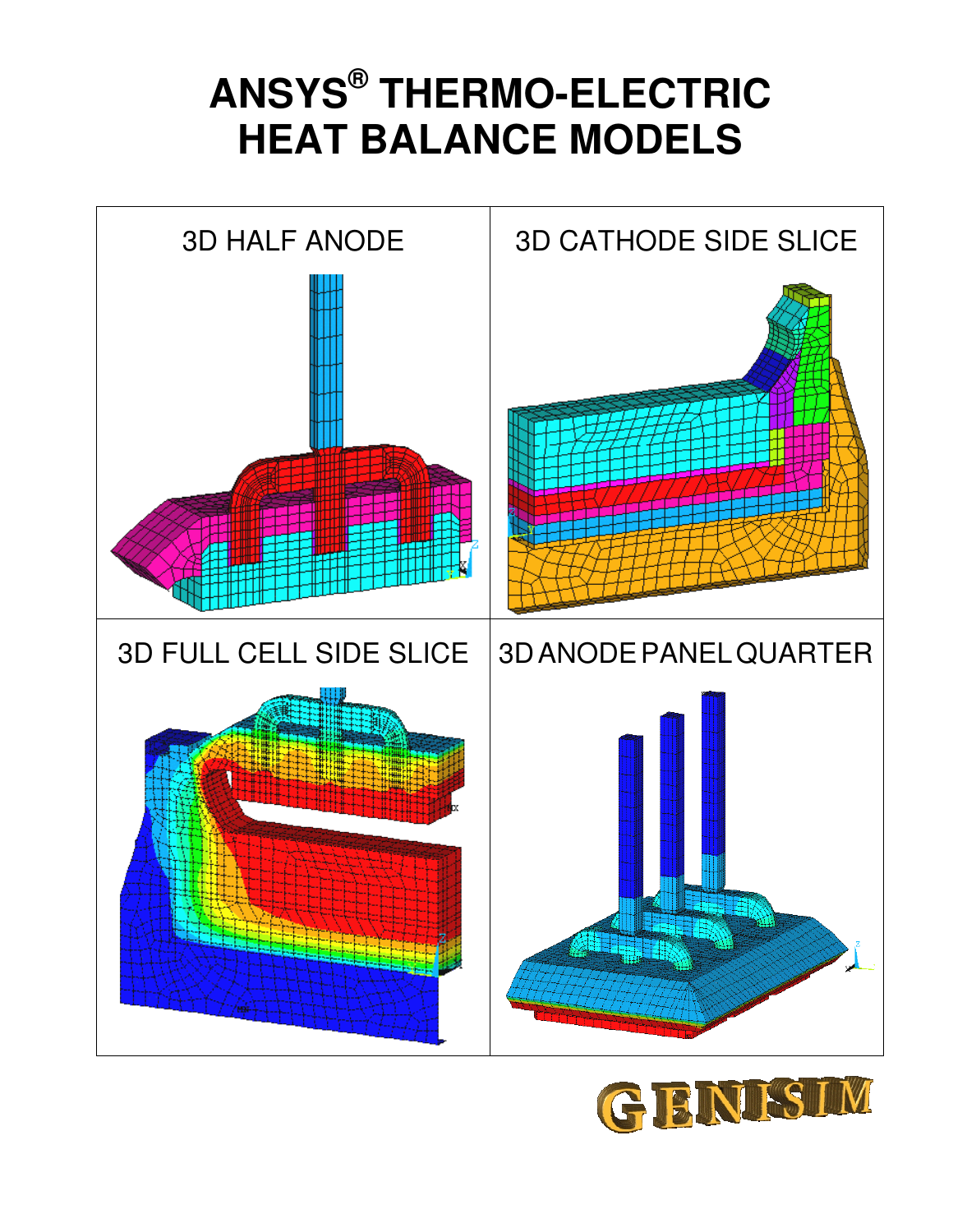# ANSYS® THERMO-ELECTRIC HEAT BALANCE MODELS

| 3D HALF ANODE | 3D CATHODE SIDE SLICE |
| --- | --- |
| 3D FULL CELL SIDE SLICE | 3D ANODE PANEL QUARTER |

GENISIM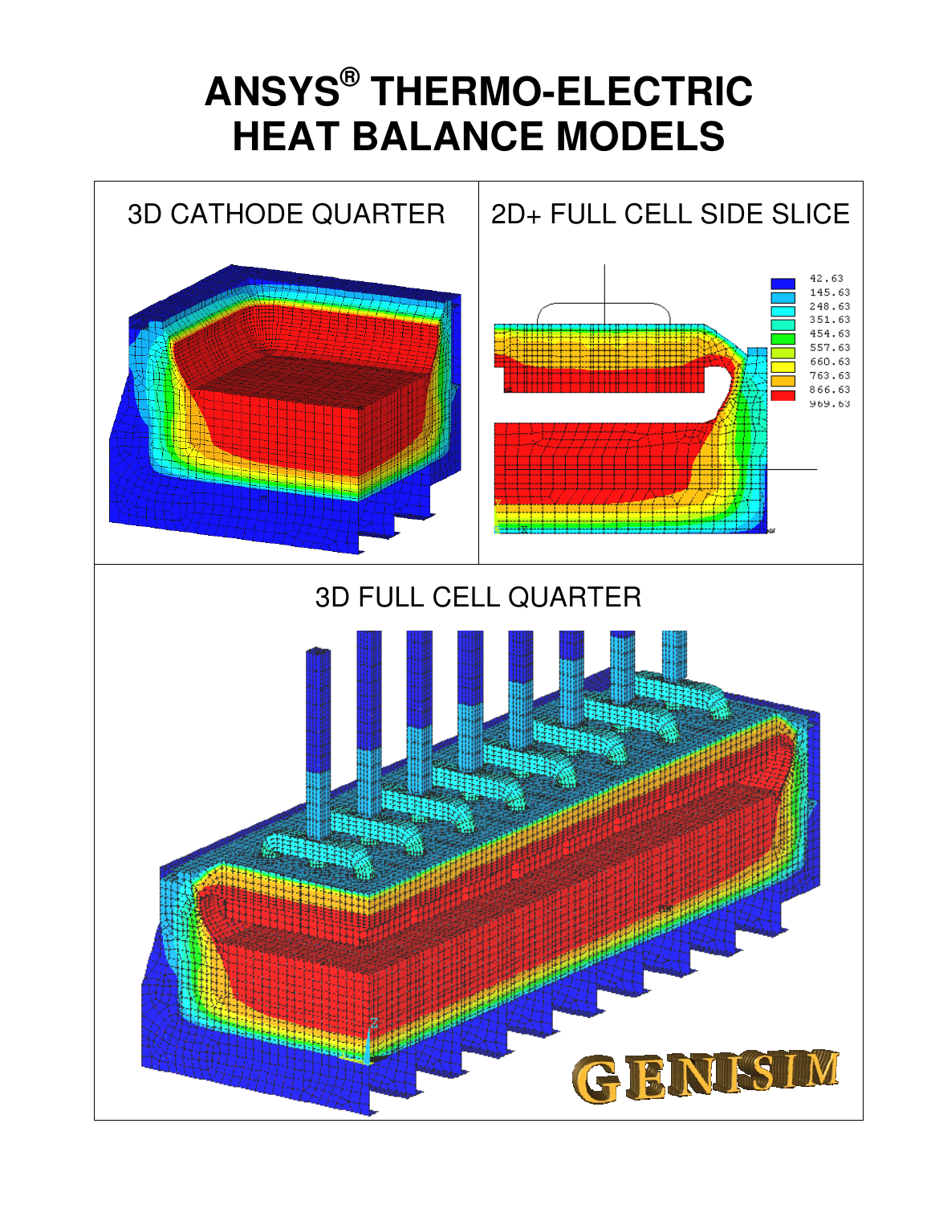# ANSYS® THERMO-ELECTRIC HEAT BALANCE MODELS

3D CATHODE QUARTER

2D+ FULL CELL SIDE SLICE

3D FULL CELL QUARTER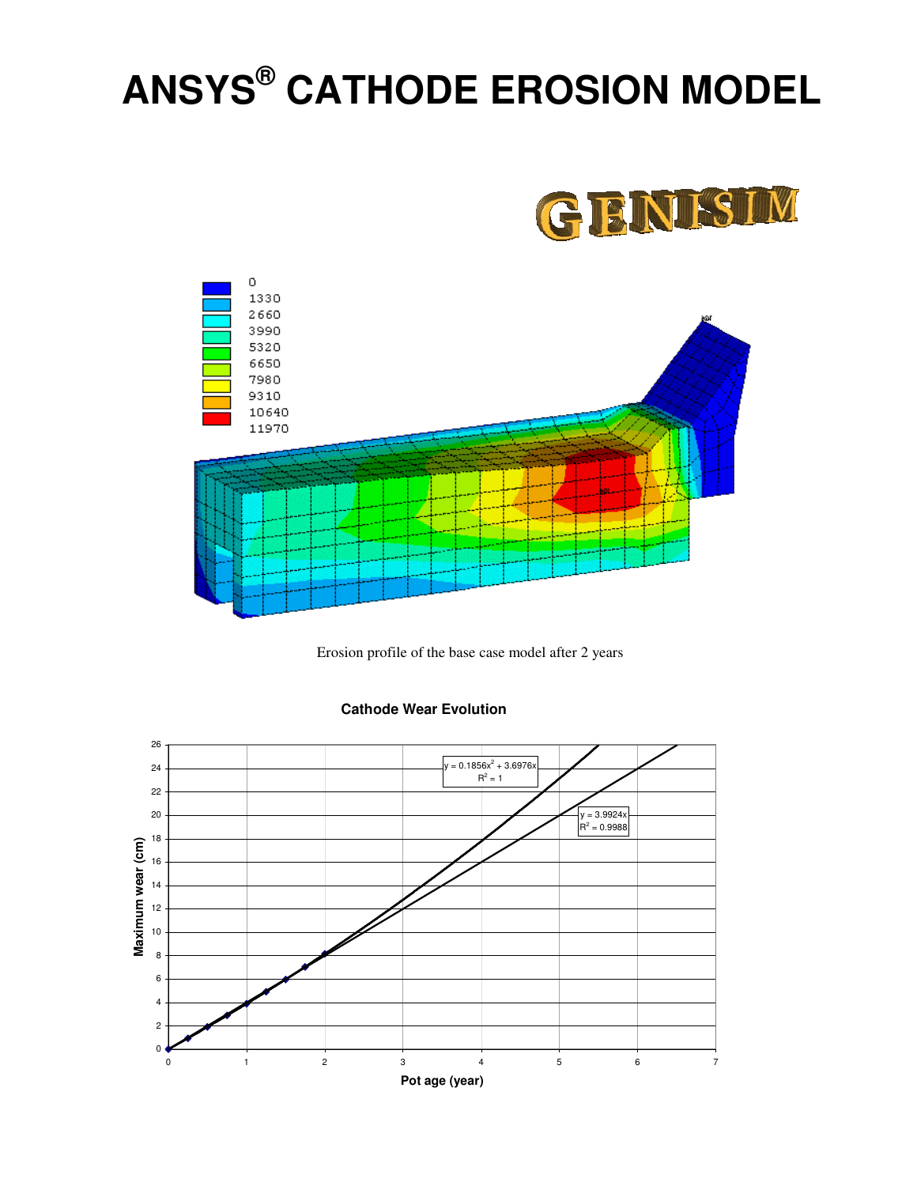# ANSYS® CATHODE EROSION MODEL

GENISIM

| |
|---|
| 0 |
| 1330 |
| 2660 |
| 3990 |
| 5320 |
| 6650 |
| 7980 |
| 9310 |
| 10640 |
| 11970 |

Erosion profile of the base case model after 2 years

**Cathode Wear Evolution**

$y = 0.1856x^2 + 3.6976x$
$R^2 = 1$

$y = 3.9924x$
$R^2 = 0.9988$

Maximum wear (cm)

Pot age (year)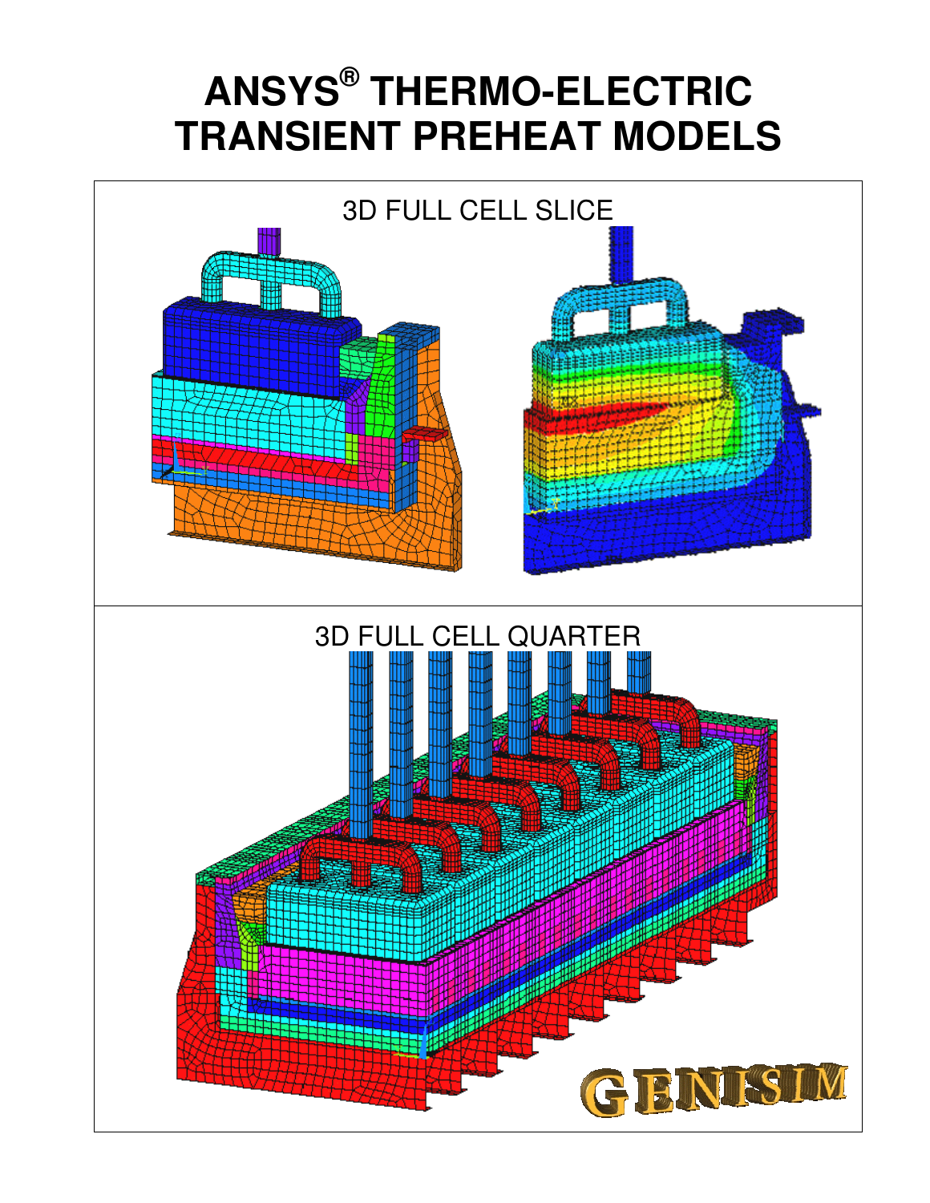# ANSYS® THERMO-ELECTRIC TRANSIENT PREHEAT MODELS

3D FULL CELL SLICE

3D FULL CELL QUARTER

GENISIM